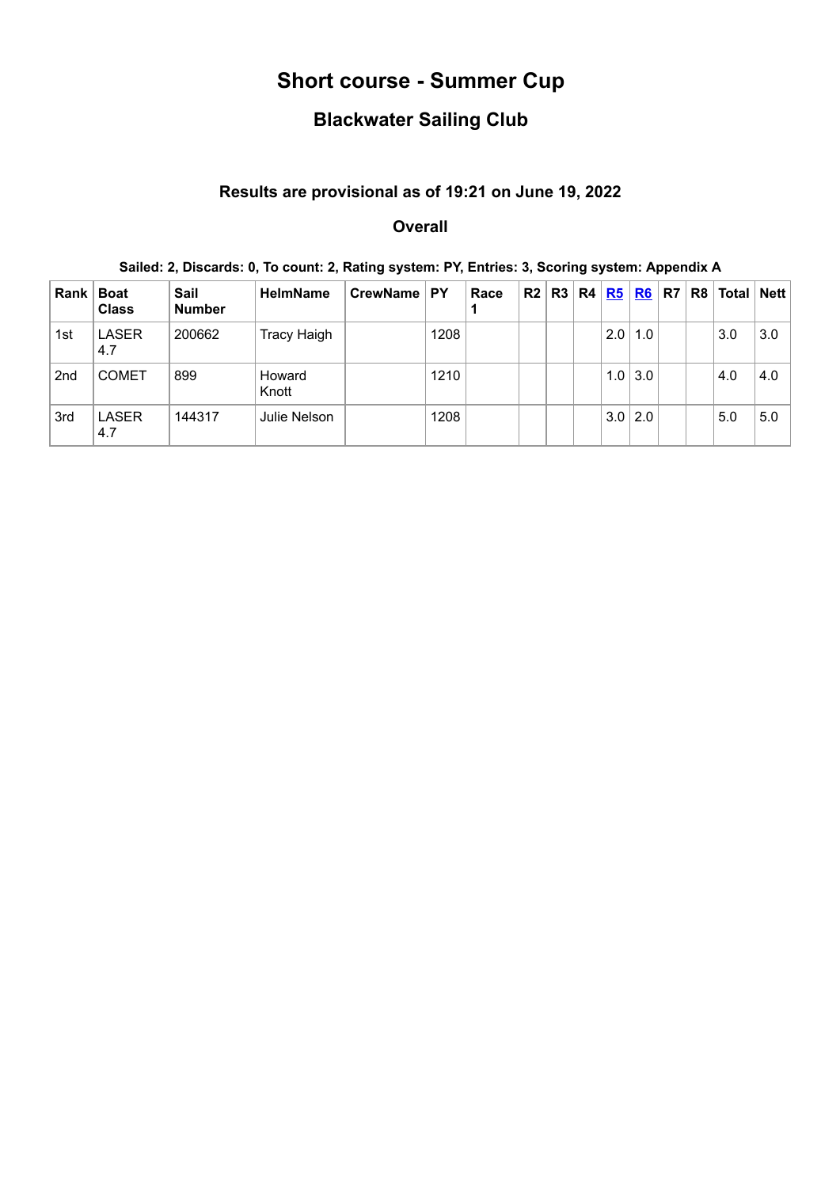# Short course - Summer Cup

## Blackwater Sailing Club

### Results are provisional as of 19:21 on June 19, 2022

### Overall

**Sailed: 2, Discards: 0, To count: 2, Rating system: PY, Entries: 3, Scoring system: Appendix A**

| Rank | Boat Class | Sail Number | HelmName | CrewName | PY | Race 1 | R2 | R3 | R4 | R5 | R6 | R7 | R8 | Total | Nett |
|---|---|---|---|---|---|---|---|---|---|---|---|---|---|---|---|
| 1st | LASER 4.7 | 200662 | Tracy Haigh | | 1208 | | | | | 2.0 | 1.0 | | | 3.0 | 3.0 |
| 2nd | COMET | 899 | Howard Knott | | 1210 | | | | | 1.0 | 3.0 | | | 4.0 | 4.0 |
| 3rd | LASER 4.7 | 144317 | Julie Nelson | | 1208 | | | | | 3.0 | 2.0 | | | 5.0 | 5.0 |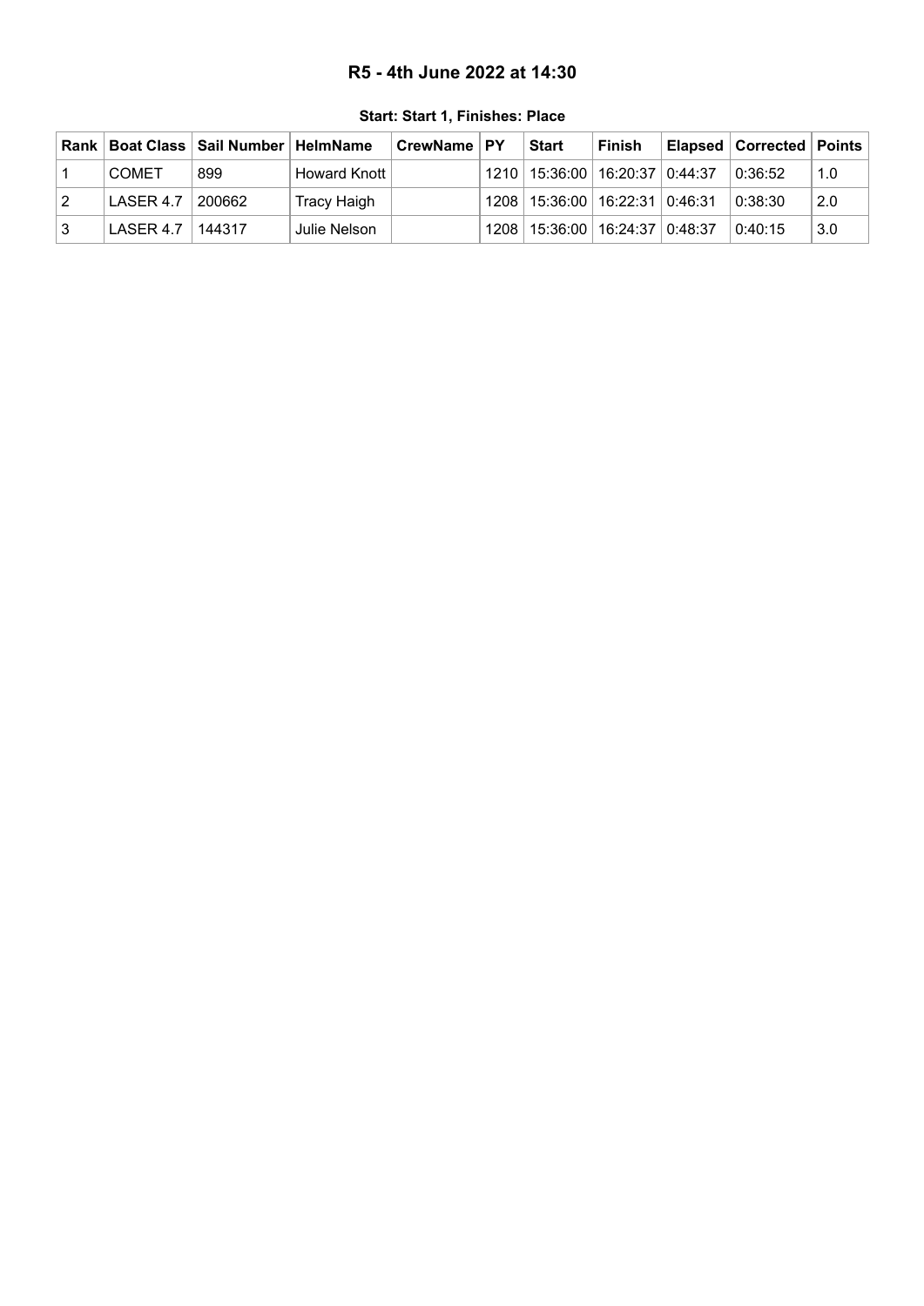# R5 - 4th June 2022 at 14:30

**Start: Start 1, Finishes: Place**

| Rank | Boat Class | Sail Number | HelmName | CrewName | PY | Start | Finish | Elapsed | Corrected | Points |
|---|---|---|---|---|---|---|---|---|---|---|
| 1 | COMET | 899 | Howard Knott | | 1210 | 15:36:00 | 16:20:37 | 0:44:37 | 0:36:52 | 1.0 |
| 2 | LASER 4.7 | 200662 | Tracy Haigh | | 1208 | 15:36:00 | 16:22:31 | 0:46:31 | 0:38:30 | 2.0 |
| 3 | LASER 4.7 | 144317 | Julie Nelson | | 1208 | 15:36:00 | 16:24:37 | 0:48:37 | 0:40:15 | 3.0 |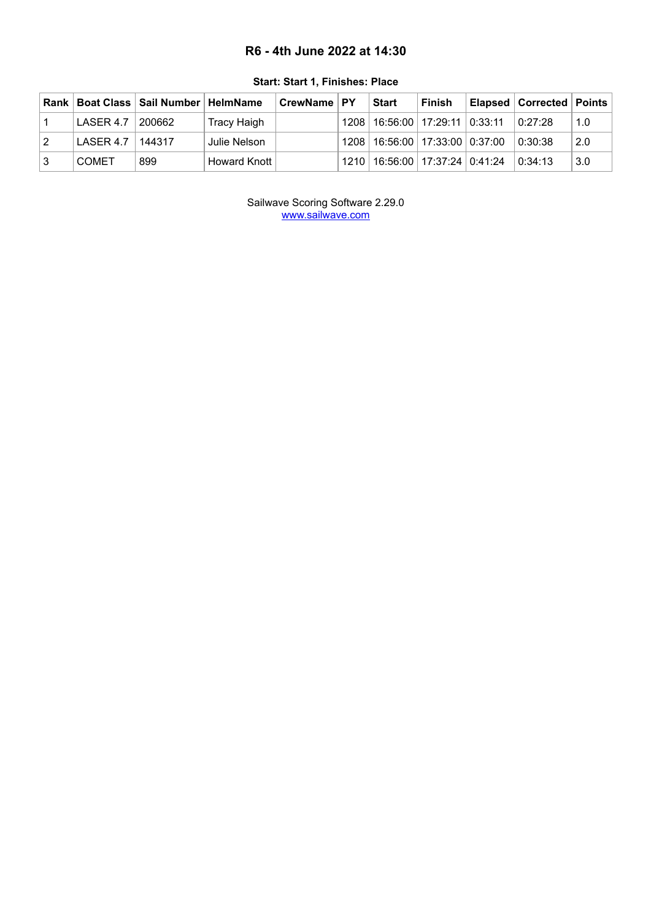### R6 - 4th June 2022 at 14:30

**Start: Start 1, Finishes: Place**

| Rank | Boat Class | Sail Number | HelmName | CrewName | PY | Start | Finish | Elapsed | Corrected | Points |
|---|---|---|---|---|---|---|---|---|---|---|
| 1 | LASER 4.7 | 200662 | Tracy Haigh | | 1208 | 16:56:00 | 17:29:11 | 0:33:11 | 0:27:28 | 1.0 |
| 2 | LASER 4.7 | 144317 | Julie Nelson | | 1208 | 16:56:00 | 17:33:00 | 0:37:00 | 0:30:38 | 2.0 |
| 3 | COMET | 899 | Howard Knott | | 1210 | 16:56:00 | 17:37:24 | 0:41:24 | 0:34:13 | 3.0 |

Sailwave Scoring Software 2.29.0
www.sailwave.com